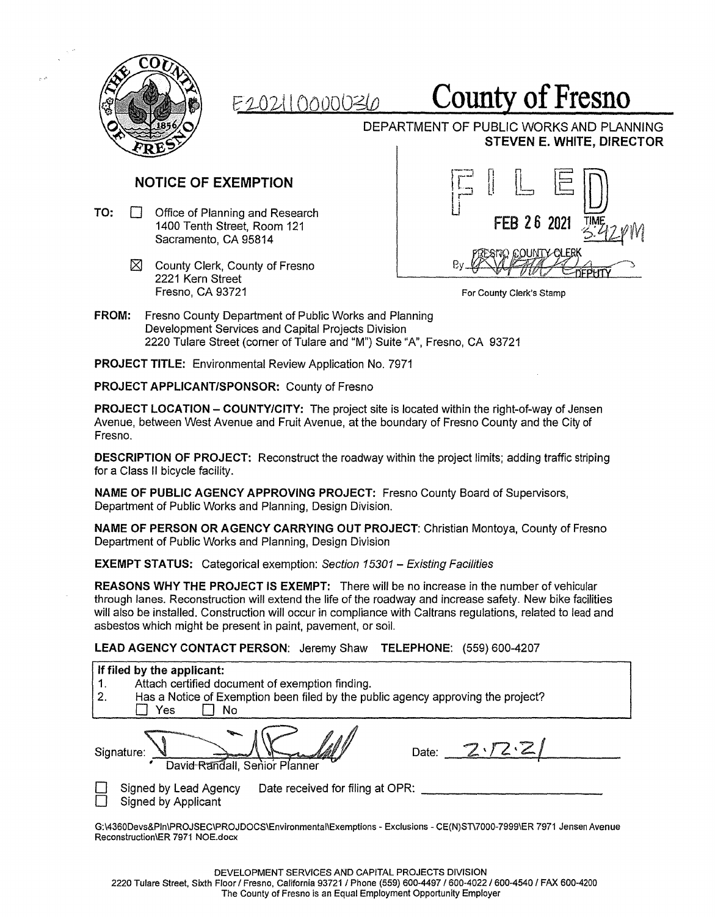E202110000036

# County of Fresno

DEPARTMENT OF PUBLIC WORKS AND PLANNING
**STEVEN E. WHITE, DIRECTOR**

## NOTICE OF EXEMPTION

**TO:** ☐ Office of Planning and Research
1400 Tenth Street, Room 121
Sacramento, CA 95814

☒ County Clerk, County of Fresno
2221 Kern Street
Fresno, CA 93721

FILED
FEB 26 2021 TIME 3:42PM
FRESNO COUNTY CLERK
By ______ DEPUTY

For County Clerk's Stamp

**FROM:** Fresno County Department of Public Works and Planning
Development Services and Capital Projects Division
2220 Tulare Street (corner of Tulare and "M") Suite "A", Fresno, CA 93721

**PROJECT TITLE:** Environmental Review Application No. 7971

**PROJECT APPLICANT/SPONSOR:** County of Fresno

**PROJECT LOCATION – COUNTY/CITY:** The project site is located within the right-of-way of Jensen Avenue, between West Avenue and Fruit Avenue, at the boundary of Fresno County and the City of Fresno.

**DESCRIPTION OF PROJECT:** Reconstruct the roadway within the project limits; adding traffic striping for a Class II bicycle facility.

**NAME OF PUBLIC AGENCY APPROVING PROJECT:** Fresno County Board of Supervisors, Department of Public Works and Planning, Design Division.

**NAME OF PERSON OR AGENCY CARRYING OUT PROJECT:** Christian Montoya, County of Fresno Department of Public Works and Planning, Design Division

**EXEMPT STATUS:** Categorical exemption: *Section 15301 – Existing Facilities*

**REASONS WHY THE PROJECT IS EXEMPT:** There will be no increase in the number of vehicular through lanes. Reconstruction will extend the life of the roadway and increase safety. New bike facilities will also be installed. Construction will occur in compliance with Caltrans regulations, related to lead and asbestos which might be present in paint, pavement, or soil.

**LEAD AGENCY CONTACT PERSON:** Jeremy Shaw **TELEPHONE:** (559) 600-4207

**If filed by the applicant:**
1. Attach certified document of exemption finding.
2. Has a Notice of Exemption been filed by the public agency approving the project?
   ☐ Yes ☐ No

Signature: ______ Date: 2.12.21
David Randall, Senior Planner

☐ Signed by Lead Agency Date received for filing at OPR: ______
☐ Signed by Applicant

G:\4360Devs&Pln\PROJSEC\PROJDOCS\Environmental\Exemptions - Exclusions - CE(N)ST\7000-7999\ER 7971 Jensen Avenue Reconstruction\ER 7971 NOE.docx

DEVELOPMENT SERVICES AND CAPITAL PROJECTS DIVISION
2220 Tulare Street, Sixth Floor / Fresno, California 93721 / Phone (559) 600-4497 / 600-4022 / 600-4540 / FAX 600-4200
The County of Fresno is an Equal Employment Opportunity Employer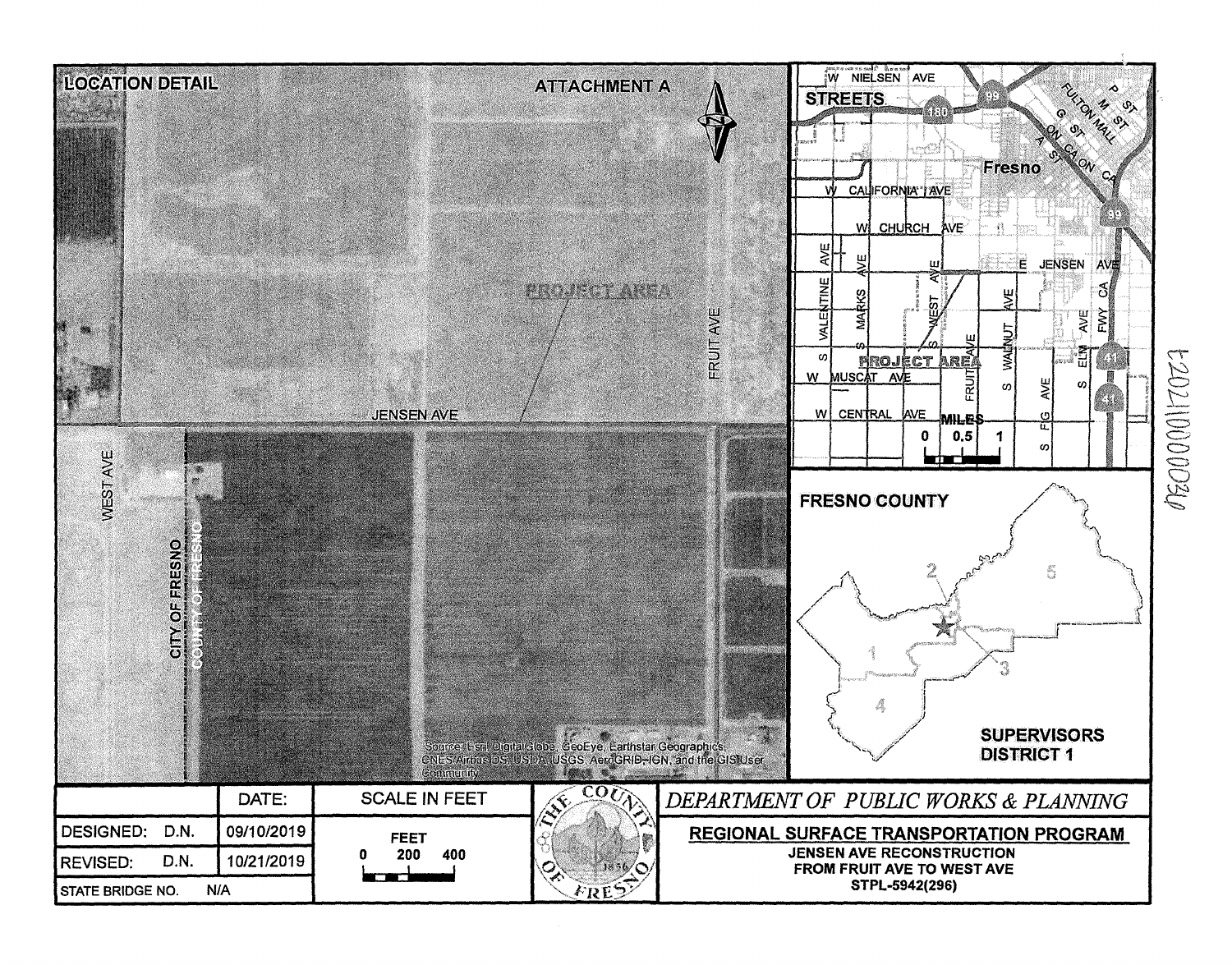LOCATION DETAIL

ATTACHMENT A

PROJECT AREA

FRUIT AVE

JENSEN AVE

WEST AVE

CITY OF FRESNO

COUNTY OF FRESNO

Source: Esri, DigitalGlobe, GeoEye, Earthstar Geographics, CNES/Airbus DS, USDA, USGS, AeroGRID, IGN, and the GIS User Community

STREETS

W NIELSEN AVE

180

99

P ST

M ST

FULTON MALL

G ST

A ST

ON CA

ON CA

Fresno

W CALIFORNIA AVE

W CHURCH AVE

E JENSEN AVE

S VALENTINE AVE

S MARKS AVE

S WEST AVE

S FRUIT AVE

S WALNUT AVE

S FIG AVE

S ELM AVE

FWY CA

41

PROJECT AREA

W MUSCAT AVE

W CENTRAL AVE

MILES

0 0.5 1

FRESNO COUNTY

1 2 3 4 5

SUPERVISORS DISTRICT 1

| | | DATE: | SCALE IN FEET | | DEPARTMENT OF PUBLIC WORKS & PLANNING |
|---|---|---|---|---|---|
| DESIGNED: | D.N. | 09/10/2019 | FEET 0 200 400 | THE COUNTY OF FRESNO 1856 | REGIONAL SURFACE TRANSPORTATION PROGRAM |
| REVISED: | D.N. | 10/21/2019 | | | JENSEN AVE RECONSTRUCTION FROM FRUIT AVE TO WEST AVE STPL-5942(296) |
| STATE BRIDGE NO. | N/A | | | | |

D2021000030